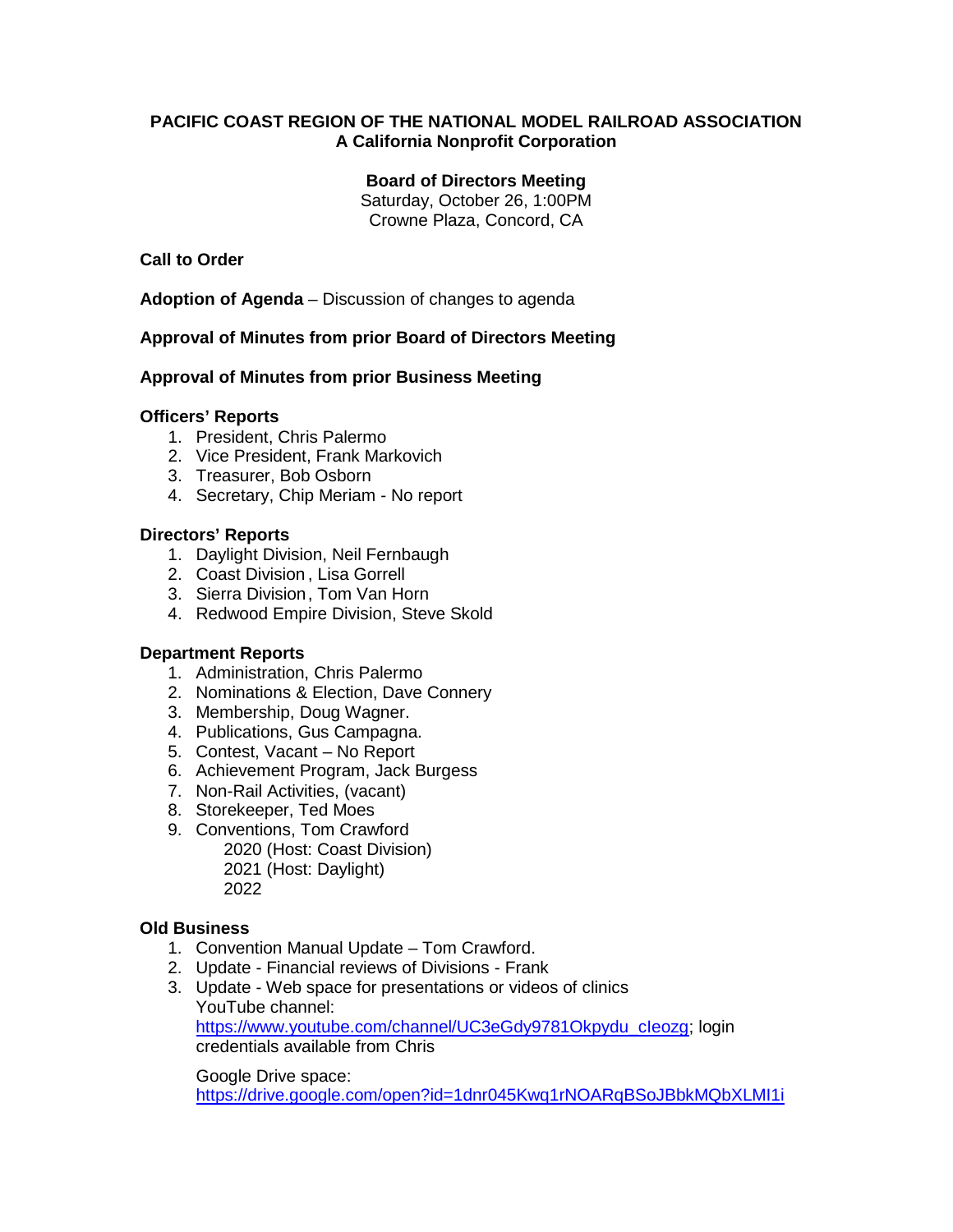# PACIFIC COAST REGION OF THE NATIONAL MODEL RAILROAD ASSOCIATION
## A California Nonprofit Corporation

**Board of Directors Meeting**
Saturday, October 26, 1:00PM
Crowne Plaza, Concord, CA

**Call to Order**

**Adoption of Agenda** – Discussion of changes to agenda

**Approval of Minutes from prior Board of Directors Meeting**

**Approval of Minutes from prior Business Meeting**

**Officers' Reports**

1. President, Chris Palermo
2. Vice President, Frank Markovich
3. Treasurer, Bob Osborn
4. Secretary, Chip Meriam - No report

**Directors' Reports**

1. Daylight Division, Neil Fernbaugh
2. Coast Division , Lisa Gorrell
3. Sierra Division , Tom Van Horn
4. Redwood Empire Division, Steve Skold

**Department Reports**

1. Administration, Chris Palermo
2. Nominations & Election, Dave Connery
3. Membership, Doug Wagner.
4. Publications, Gus Campagna.
5. Contest, Vacant – No Report
6. Achievement Program, Jack Burgess
7. Non-Rail Activities, (vacant)
8. Storekeeper, Ted Moes
9. Conventions, Tom Crawford
   2020 (Host: Coast Division)
   2021 (Host: Daylight)
   2022

**Old Business**

1. Convention Manual Update – Tom Crawford.
2. Update - Financial reviews of Divisions - Frank
3. Update - Web space for presentations or videos of clinics
   YouTube channel:
   https://www.youtube.com/channel/UC3eGdy9781Okpydu_cIeozg; login credentials available from Chris

   Google Drive space:
   https://drive.google.com/open?id=1dnr045Kwq1rNOARqBSoJBbkMQbXLMI1i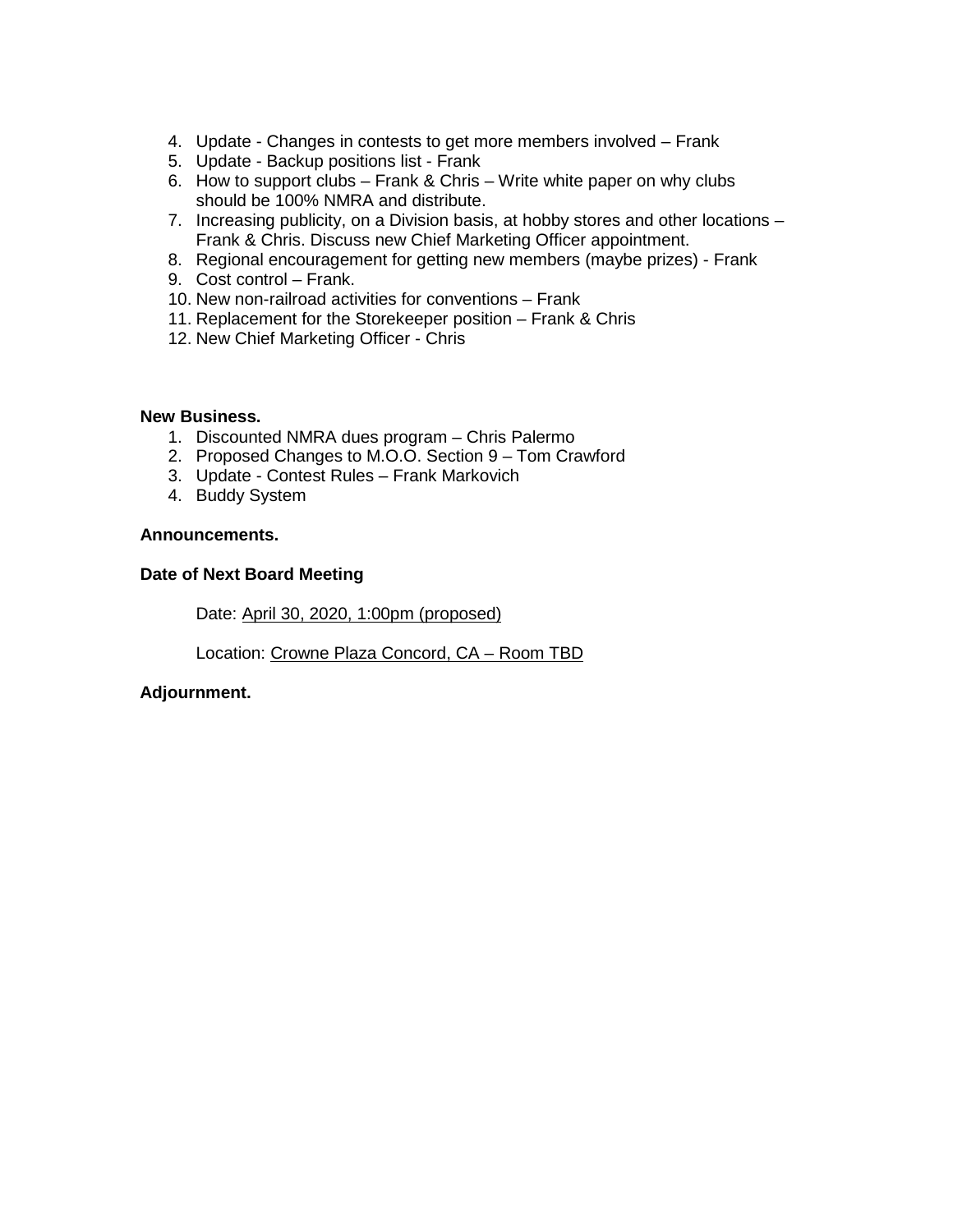4. Update - Changes in contests to get more members involved – Frank
5. Update - Backup positions list - Frank
6. How to support clubs – Frank & Chris – Write white paper on why clubs should be 100% NMRA and distribute.
7. Increasing publicity, on a Division basis, at hobby stores and other locations – Frank & Chris. Discuss new Chief Marketing Officer appointment.
8. Regional encouragement for getting new members (maybe prizes) - Frank
9. Cost control – Frank.
10. New non-railroad activities for conventions – Frank
11. Replacement for the Storekeeper position – Frank & Chris
12. New Chief Marketing Officer - Chris

**New Business.**

1. Discounted NMRA dues program – Chris Palermo
2. Proposed Changes to M.O.O. Section 9 – Tom Crawford
3. Update - Contest Rules – Frank Markovich
4. Buddy System

**Announcements.**

**Date of Next Board Meeting**

Date: <u>April 30, 2020, 1:00pm (proposed)</u>

Location: <u>Crowne Plaza Concord, CA – Room TBD</u>

**Adjournment.**